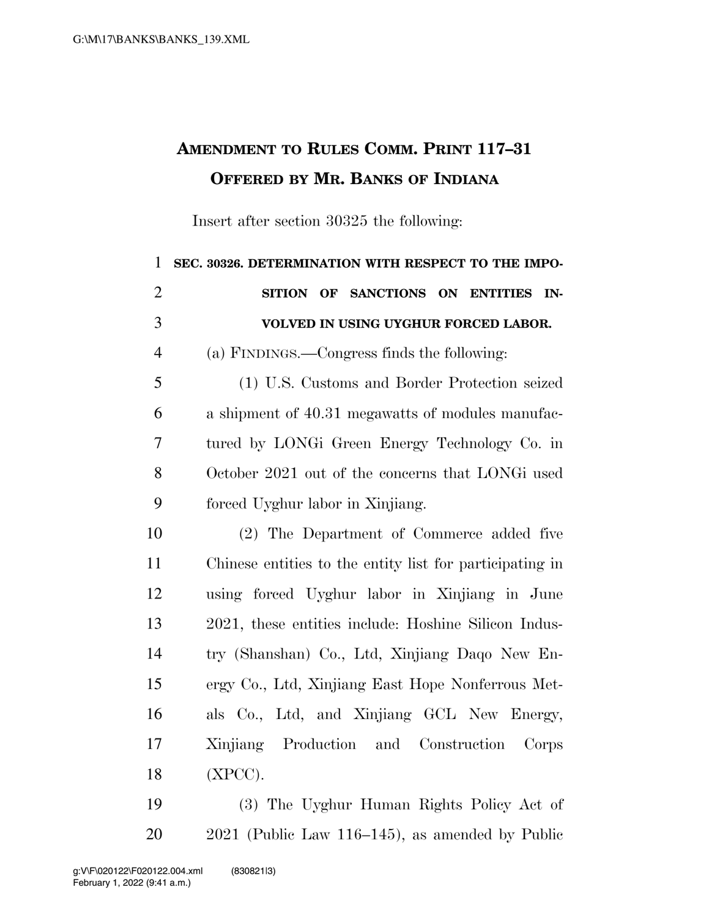# AMENDMENT TO RULES COMM. PRINT 117–31 OFFERED BY MR. BANKS OF INDIANA

Insert after section 30325 the following:

**SEC. 30326. DETERMINATION WITH RESPECT TO THE IMPOSITION OF SANCTIONS ON ENTITIES INVOLVED IN USING UYGHUR FORCED LABOR.**

(a) FINDINGS.—Congress finds the following:

(1) U.S. Customs and Border Protection seized a shipment of 40.31 megawatts of modules manufactured by LONGi Green Energy Technology Co. in October 2021 out of the concerns that LONGi used forced Uyghur labor in Xinjiang.

(2) The Department of Commerce added five Chinese entities to the entity list for participating in using forced Uyghur labor in Xinjiang in June 2021, these entities include: Hoshine Silicon Industry (Shanshan) Co., Ltd, Xinjiang Daqo New Energy Co., Ltd, Xinjiang East Hope Nonferrous Metals Co., Ltd, and Xinjiang GCL New Energy, Xinjiang Production and Construction Corps (XPCC).

(3) The Uyghur Human Rights Policy Act of 2021 (Public Law 116–145), as amended by Public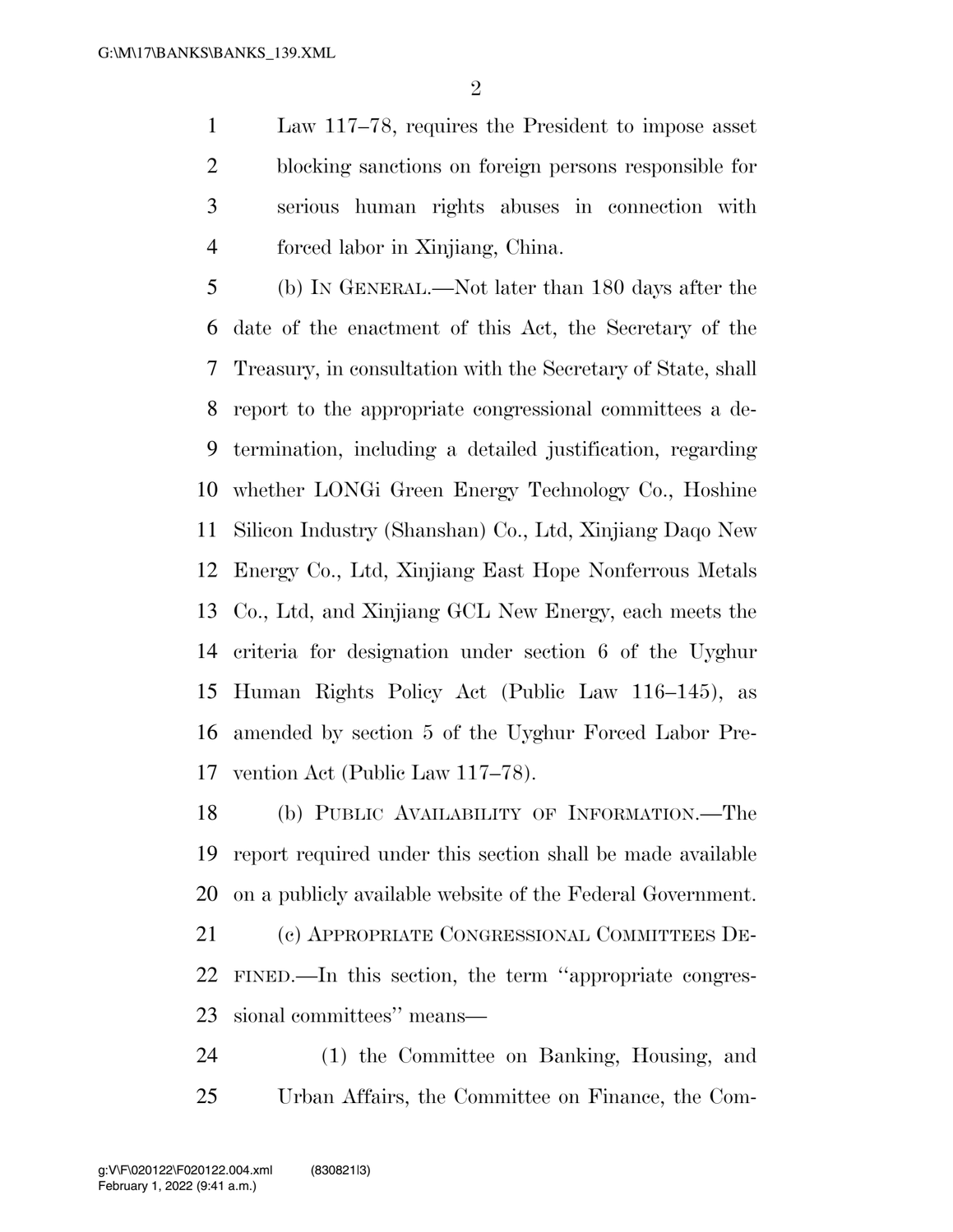Law 117–78, requires the President to impose asset blocking sanctions on foreign persons responsible for serious human rights abuses in connection with forced labor in Xinjiang, China.

(b) IN GENERAL.—Not later than 180 days after the date of the enactment of this Act, the Secretary of the Treasury, in consultation with the Secretary of State, shall report to the appropriate congressional committees a determination, including a detailed justification, regarding whether LONGi Green Energy Technology Co., Hoshine Silicon Industry (Shanshan) Co., Ltd, Xinjiang Daqo New Energy Co., Ltd, Xinjiang East Hope Nonferrous Metals Co., Ltd, and Xinjiang GCL New Energy, each meets the criteria for designation under section 6 of the Uyghur Human Rights Policy Act (Public Law 116–145), as amended by section 5 of the Uyghur Forced Labor Prevention Act (Public Law 117–78).

(b) PUBLIC AVAILABILITY OF INFORMATION.—The report required under this section shall be made available on a publicly available website of the Federal Government.

(c) APPROPRIATE CONGRESSIONAL COMMITTEES DEFINED.—In this section, the term ''appropriate congressional committees'' means—

(1) the Committee on Banking, Housing, and Urban Affairs, the Committee on Finance, the Com-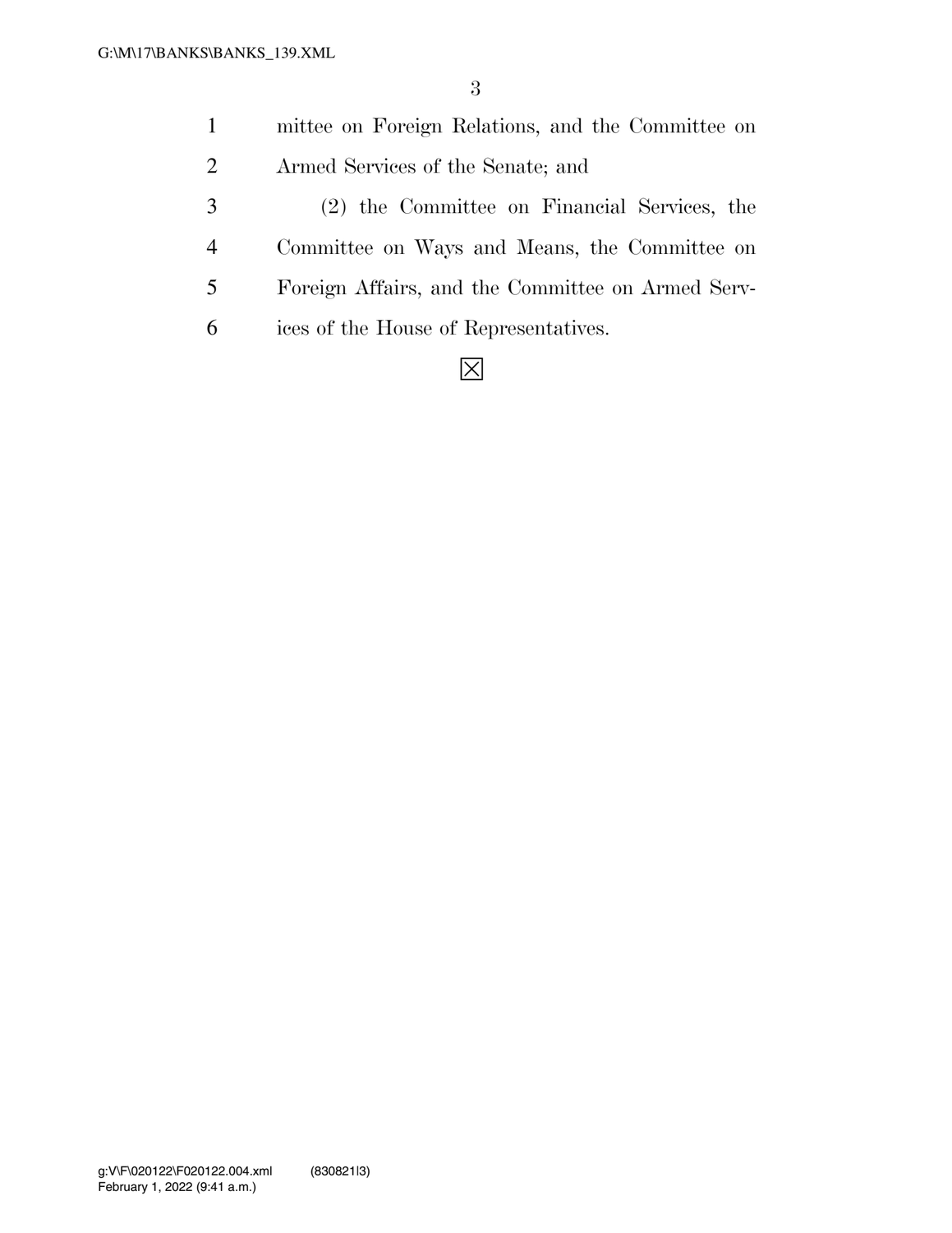mittee on Foreign Relations, and the Committee on Armed Services of the Senate; and

(2) the Committee on Financial Services, the Committee on Ways and Means, the Committee on Foreign Affairs, and the Committee on Armed Services of the House of Representatives.

☒